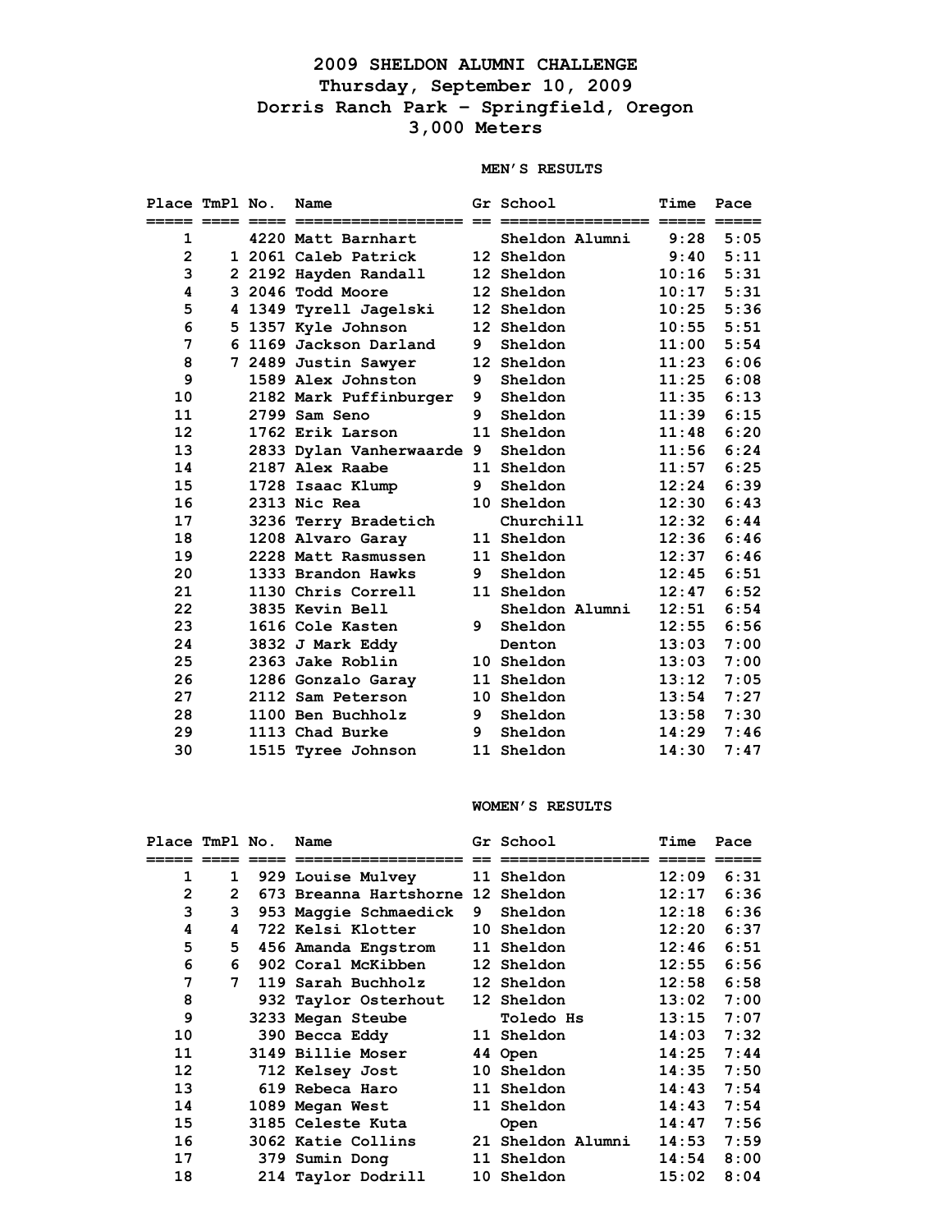# 2009 SHELDON ALUMNI CHALLENGE

## Thursday, September 10, 2009

## Dorris Ranch Park – Springfield, Oregon

## 3,000 Meters

### MEN'S RESULTS

| Place | TmPl | No. | Name | Gr | School | Time | Pace |
|---|---|---|---|---|---|---|---|
| 1 | | 4220 | Matt Barnhart | | Sheldon Alumni | 9:28 | 5:05 |
| 2 | 1 | 2061 | Caleb Patrick | 12 | Sheldon | 9:40 | 5:11 |
| 3 | 2 | 2192 | Hayden Randall | 12 | Sheldon | 10:16 | 5:31 |
| 4 | 3 | 2046 | Todd Moore | 12 | Sheldon | 10:17 | 5:31 |
| 5 | 4 | 1349 | Tyrell Jagelski | 12 | Sheldon | 10:25 | 5:36 |
| 6 | 5 | 1357 | Kyle Johnson | 12 | Sheldon | 10:55 | 5:51 |
| 7 | 6 | 1169 | Jackson Darland | 9 | Sheldon | 11:00 | 5:54 |
| 8 | 7 | 2489 | Justin Sawyer | 12 | Sheldon | 11:23 | 6:06 |
| 9 | | 1589 | Alex Johnston | 9 | Sheldon | 11:25 | 6:08 |
| 10 | | 2182 | Mark Puffinburger | 9 | Sheldon | 11:35 | 6:13 |
| 11 | | 2799 | Sam Seno | 9 | Sheldon | 11:39 | 6:15 |
| 12 | | 1762 | Erik Larson | 11 | Sheldon | 11:48 | 6:20 |
| 13 | | 2833 | Dylan Vanherwaarde | 9 | Sheldon | 11:56 | 6:24 |
| 14 | | 2187 | Alex Raabe | 11 | Sheldon | 11:57 | 6:25 |
| 15 | | 1728 | Isaac Klump | 9 | Sheldon | 12:24 | 6:39 |
| 16 | | 2313 | Nic Rea | 10 | Sheldon | 12:30 | 6:43 |
| 17 | | 3236 | Terry Bradetich | | Churchill | 12:32 | 6:44 |
| 18 | | 1208 | Alvaro Garay | 11 | Sheldon | 12:36 | 6:46 |
| 19 | | 2228 | Matt Rasmussen | 11 | Sheldon | 12:37 | 6:46 |
| 20 | | 1333 | Brandon Hawks | 9 | Sheldon | 12:45 | 6:51 |
| 21 | | 1130 | Chris Correll | 11 | Sheldon | 12:47 | 6:52 |
| 22 | | 3835 | Kevin Bell | | Sheldon Alumni | 12:51 | 6:54 |
| 23 | | 1616 | Cole Kasten | 9 | Sheldon | 12:55 | 6:56 |
| 24 | | 3832 | J Mark Eddy | | Denton | 13:03 | 7:00 |
| 25 | | 2363 | Jake Roblin | 10 | Sheldon | 13:03 | 7:00 |
| 26 | | 1286 | Gonzalo Garay | 11 | Sheldon | 13:12 | 7:05 |
| 27 | | 2112 | Sam Peterson | 10 | Sheldon | 13:54 | 7:27 |
| 28 | | 1100 | Ben Buchholz | 9 | Sheldon | 13:58 | 7:30 |
| 29 | | 1113 | Chad Burke | 9 | Sheldon | 14:29 | 7:46 |
| 30 | | 1515 | Tyree Johnson | 11 | Sheldon | 14:30 | 7:47 |

### WOMEN'S RESULTS

| Place | TmPl | No. | Name | Gr | School | Time | Pace |
|---|---|---|---|---|---|---|---|
| 1 | 1 | 929 | Louise Mulvey | 11 | Sheldon | 12:09 | 6:31 |
| 2 | 2 | 673 | Breanna Hartshorne | 12 | Sheldon | 12:17 | 6:36 |
| 3 | 3 | 953 | Maggie Schmaedick | 9 | Sheldon | 12:18 | 6:36 |
| 4 | 4 | 722 | Kelsi Klotter | 10 | Sheldon | 12:20 | 6:37 |
| 5 | 5 | 456 | Amanda Engstrom | 11 | Sheldon | 12:46 | 6:51 |
| 6 | 6 | 902 | Coral McKibben | 12 | Sheldon | 12:55 | 6:56 |
| 7 | 7 | 119 | Sarah Buchholz | 12 | Sheldon | 12:58 | 6:58 |
| 8 | | 932 | Taylor Osterhout | 12 | Sheldon | 13:02 | 7:00 |
| 9 | | 3233 | Megan Steube | | Toledo Hs | 13:15 | 7:07 |
| 10 | | 390 | Becca Eddy | 11 | Sheldon | 14:03 | 7:32 |
| 11 | | 3149 | Billie Moser | 44 | Open | 14:25 | 7:44 |
| 12 | | 712 | Kelsey Jost | 10 | Sheldon | 14:35 | 7:50 |
| 13 | | 619 | Rebeca Haro | 11 | Sheldon | 14:43 | 7:54 |
| 14 | | 1089 | Megan West | 11 | Sheldon | 14:43 | 7:54 |
| 15 | | 3185 | Celeste Kuta | | Open | 14:47 | 7:56 |
| 16 | | 3062 | Katie Collins | 21 | Sheldon Alumni | 14:53 | 7:59 |
| 17 | | 379 | Sumin Dong | 11 | Sheldon | 14:54 | 8:00 |
| 18 | | 214 | Taylor Dodrill | 10 | Sheldon | 15:02 | 8:04 |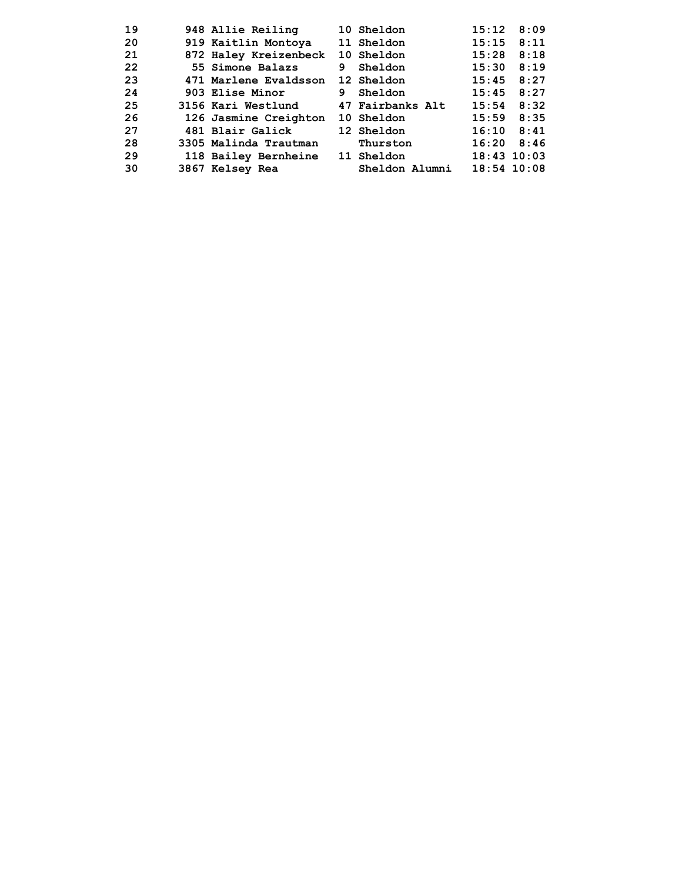| | | | | | | |
|---|---|---|---|---|---|---|
| 19 | 948 | Allie Reiling | 10 | Sheldon | 15:12 | 8:09 |
| 20 | 919 | Kaitlin Montoya | 11 | Sheldon | 15:15 | 8:11 |
| 21 | 872 | Haley Kreizenbeck | 10 | Sheldon | 15:28 | 8:18 |
| 22 | 55 | Simone Balazs | 9 | Sheldon | 15:30 | 8:19 |
| 23 | 471 | Marlene Evaldsson | 12 | Sheldon | 15:45 | 8:27 |
| 24 | 903 | Elise Minor | 9 | Sheldon | 15:45 | 8:27 |
| 25 | 3156 | Kari Westlund | 47 | Fairbanks Alt | 15:54 | 8:32 |
| 26 | 126 | Jasmine Creighton | 10 | Sheldon | 15:59 | 8:35 |
| 27 | 481 | Blair Galick | 12 | Sheldon | 16:10 | 8:41 |
| 28 | 3305 | Malinda Trautman | | Thurston | 16:20 | 8:46 |
| 29 | 118 | Bailey Bernheine | 11 | Sheldon | 18:43 | 10:03 |
| 30 | 3867 | Kelsey Rea | | Sheldon Alumni | 18:54 | 10:08 |